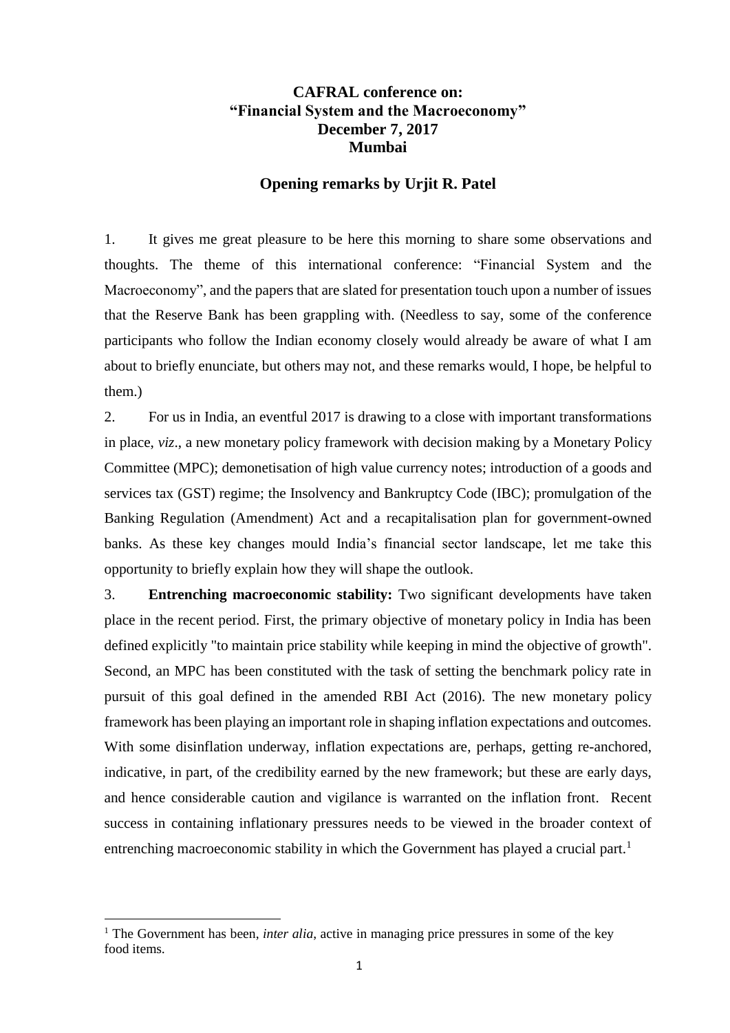**CAFRAL conference on:**
**"Financial System and the Macroeconomy"**
**December 7, 2017**
**Mumbai**

**Opening remarks by Urjit R. Patel**

1. It gives me great pleasure to be here this morning to share some observations and thoughts. The theme of this international conference: "Financial System and the Macroeconomy", and the papers that are slated for presentation touch upon a number of issues that the Reserve Bank has been grappling with. (Needless to say, some of the conference participants who follow the Indian economy closely would already be aware of what I am about to briefly enunciate, but others may not, and these remarks would, I hope, be helpful to them.)

2. For us in India, an eventful 2017 is drawing to a close with important transformations in place, *viz*., a new monetary policy framework with decision making by a Monetary Policy Committee (MPC); demonetisation of high value currency notes; introduction of a goods and services tax (GST) regime; the Insolvency and Bankruptcy Code (IBC); promulgation of the Banking Regulation (Amendment) Act and a recapitalisation plan for government-owned banks. As these key changes mould India's financial sector landscape, let me take this opportunity to briefly explain how they will shape the outlook.

3. **Entrenching macroeconomic stability:** Two significant developments have taken place in the recent period. First, the primary objective of monetary policy in India has been defined explicitly "to maintain price stability while keeping in mind the objective of growth". Second, an MPC has been constituted with the task of setting the benchmark policy rate in pursuit of this goal defined in the amended RBI Act (2016). The new monetary policy framework has been playing an important role in shaping inflation expectations and outcomes. With some disinflation underway, inflation expectations are, perhaps, getting re-anchored, indicative, in part, of the credibility earned by the new framework; but these are early days, and hence considerable caution and vigilance is warranted on the inflation front. Recent success in containing inflationary pressures needs to be viewed in the broader context of entrenching macroeconomic stability in which the Government has played a crucial part.[1]

[1] The Government has been, *inter alia*, active in managing price pressures in some of the key food items.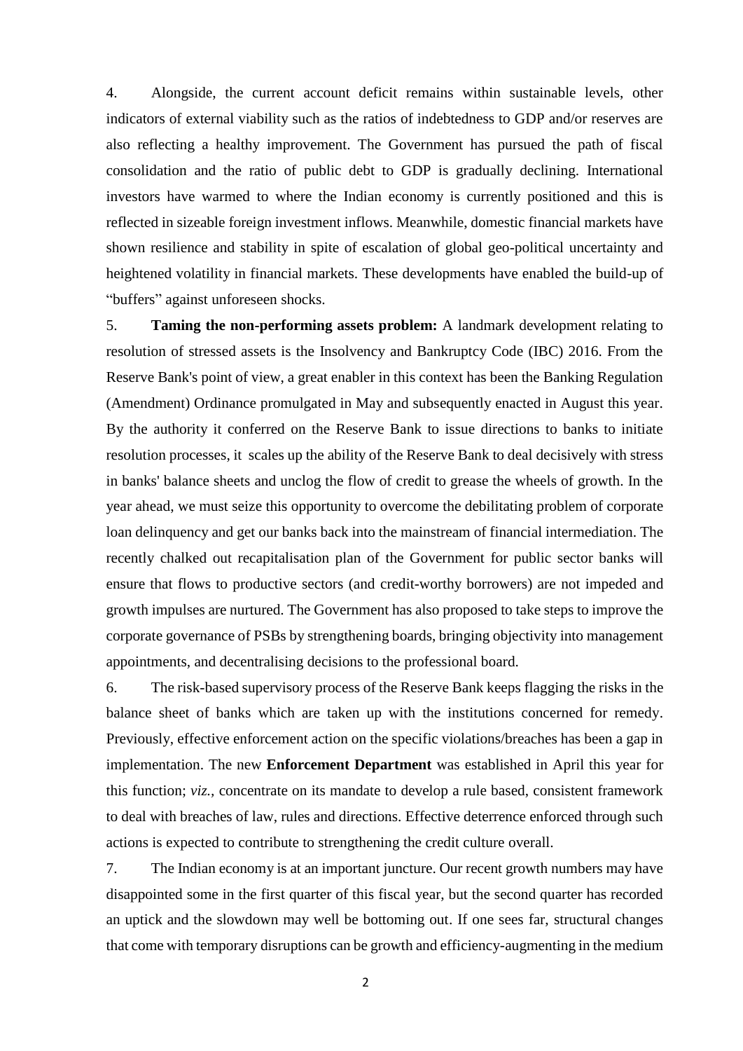4. Alongside, the current account deficit remains within sustainable levels, other indicators of external viability such as the ratios of indebtedness to GDP and/or reserves are also reflecting a healthy improvement. The Government has pursued the path of fiscal consolidation and the ratio of public debt to GDP is gradually declining. International investors have warmed to where the Indian economy is currently positioned and this is reflected in sizeable foreign investment inflows. Meanwhile, domestic financial markets have shown resilience and stability in spite of escalation of global geo-political uncertainty and heightened volatility in financial markets. These developments have enabled the build-up of "buffers" against unforeseen shocks.

5. **Taming the non-performing assets problem:** A landmark development relating to resolution of stressed assets is the Insolvency and Bankruptcy Code (IBC) 2016. From the Reserve Bank's point of view, a great enabler in this context has been the Banking Regulation (Amendment) Ordinance promulgated in May and subsequently enacted in August this year. By the authority it conferred on the Reserve Bank to issue directions to banks to initiate resolution processes, it scales up the ability of the Reserve Bank to deal decisively with stress in banks' balance sheets and unclog the flow of credit to grease the wheels of growth. In the year ahead, we must seize this opportunity to overcome the debilitating problem of corporate loan delinquency and get our banks back into the mainstream of financial intermediation. The recently chalked out recapitalisation plan of the Government for public sector banks will ensure that flows to productive sectors (and credit-worthy borrowers) are not impeded and growth impulses are nurtured. The Government has also proposed to take steps to improve the corporate governance of PSBs by strengthening boards, bringing objectivity into management appointments, and decentralising decisions to the professional board.

6. The risk-based supervisory process of the Reserve Bank keeps flagging the risks in the balance sheet of banks which are taken up with the institutions concerned for remedy. Previously, effective enforcement action on the specific violations/breaches has been a gap in implementation. The new **Enforcement Department** was established in April this year for this function; *viz.*, concentrate on its mandate to develop a rule based, consistent framework to deal with breaches of law, rules and directions. Effective deterrence enforced through such actions is expected to contribute to strengthening the credit culture overall.

7. The Indian economy is at an important juncture. Our recent growth numbers may have disappointed some in the first quarter of this fiscal year, but the second quarter has recorded an uptick and the slowdown may well be bottoming out. If one sees far, structural changes that come with temporary disruptions can be growth and efficiency-augmenting in the medium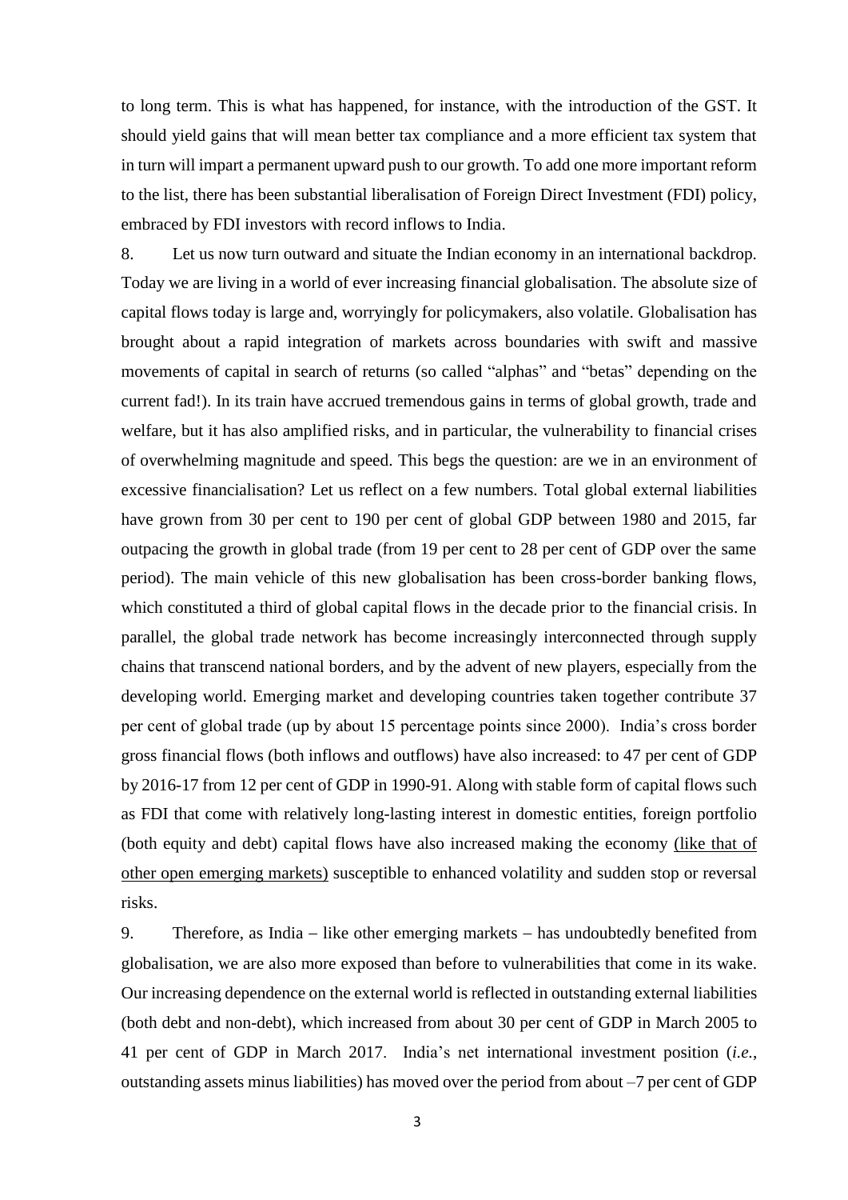to long term. This is what has happened, for instance, with the introduction of the GST. It should yield gains that will mean better tax compliance and a more efficient tax system that in turn will impart a permanent upward push to our growth. To add one more important reform to the list, there has been substantial liberalisation of Foreign Direct Investment (FDI) policy, embraced by FDI investors with record inflows to India.

8. Let us now turn outward and situate the Indian economy in an international backdrop. Today we are living in a world of ever increasing financial globalisation. The absolute size of capital flows today is large and, worryingly for policymakers, also volatile. Globalisation has brought about a rapid integration of markets across boundaries with swift and massive movements of capital in search of returns (so called "alphas" and "betas" depending on the current fad!). In its train have accrued tremendous gains in terms of global growth, trade and welfare, but it has also amplified risks, and in particular, the vulnerability to financial crises of overwhelming magnitude and speed. This begs the question: are we in an environment of excessive financialisation? Let us reflect on a few numbers. Total global external liabilities have grown from 30 per cent to 190 per cent of global GDP between 1980 and 2015, far outpacing the growth in global trade (from 19 per cent to 28 per cent of GDP over the same period). The main vehicle of this new globalisation has been cross-border banking flows, which constituted a third of global capital flows in the decade prior to the financial crisis. In parallel, the global trade network has become increasingly interconnected through supply chains that transcend national borders, and by the advent of new players, especially from the developing world. Emerging market and developing countries taken together contribute 37 per cent of global trade (up by about 15 percentage points since 2000). India's cross border gross financial flows (both inflows and outflows) have also increased: to 47 per cent of GDP by 2016-17 from 12 per cent of GDP in 1990-91. Along with stable form of capital flows such as FDI that come with relatively long-lasting interest in domestic entities, foreign portfolio (both equity and debt) capital flows have also increased making the economy <u>(like that of other open emerging markets)</u> susceptible to enhanced volatility and sudden stop or reversal risks.

9. Therefore, as India – like other emerging markets – has undoubtedly benefited from globalisation, we are also more exposed than before to vulnerabilities that come in its wake. Our increasing dependence on the external world is reflected in outstanding external liabilities (both debt and non-debt), which increased from about 30 per cent of GDP in March 2005 to 41 per cent of GDP in March 2017. India's net international investment position (*i.e.*, outstanding assets minus liabilities) has moved over the period from about –7 per cent of GDP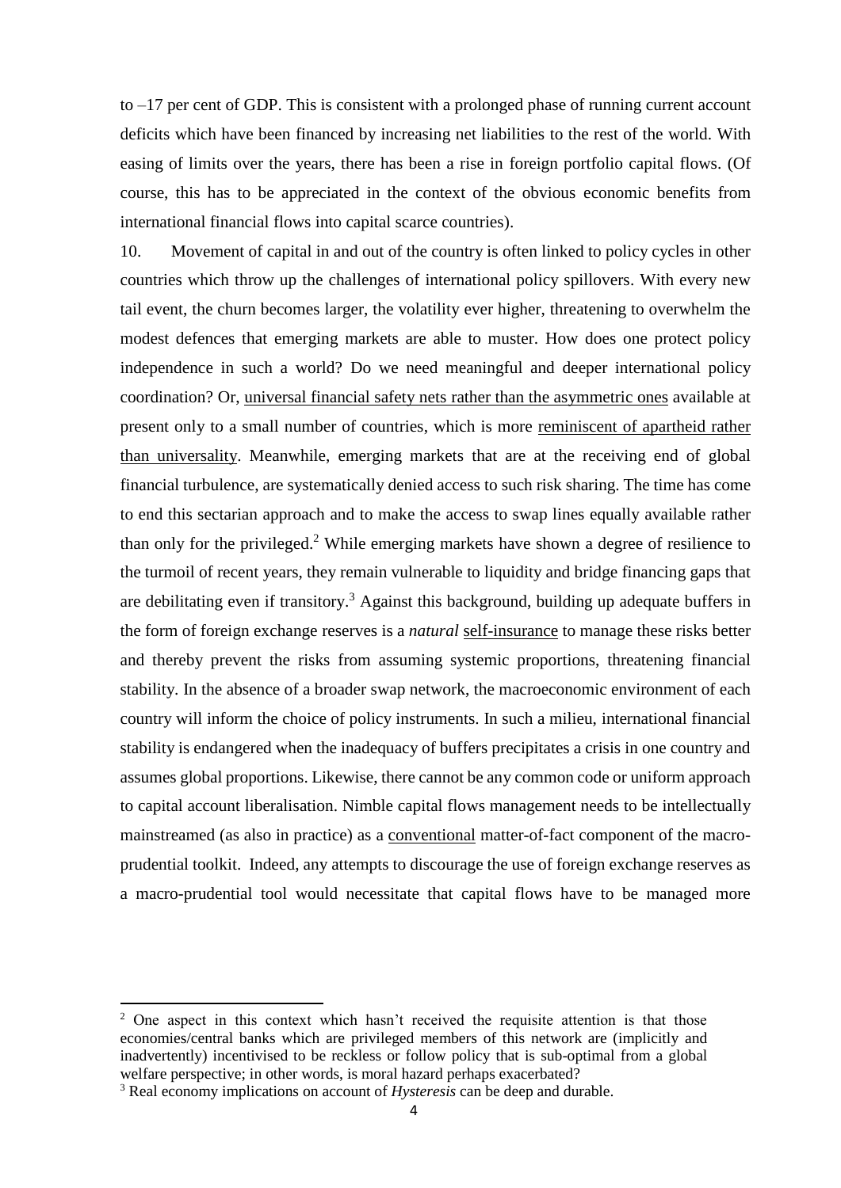to –17 per cent of GDP. This is consistent with a prolonged phase of running current account deficits which have been financed by increasing net liabilities to the rest of the world. With easing of limits over the years, there has been a rise in foreign portfolio capital flows. (Of course, this has to be appreciated in the context of the obvious economic benefits from international financial flows into capital scarce countries).

10. Movement of capital in and out of the country is often linked to policy cycles in other countries which throw up the challenges of international policy spillovers. With every new tail event, the churn becomes larger, the volatility ever higher, threatening to overwhelm the modest defences that emerging markets are able to muster. How does one protect policy independence in such a world? Do we need meaningful and deeper international policy coordination? Or, <u>universal financial safety nets rather than the asymmetric ones</u> available at present only to a small number of countries, which is more <u>reminiscent of apartheid rather than universality</u>. Meanwhile, emerging markets that are at the receiving end of global financial turbulence, are systematically denied access to such risk sharing. The time has come to end this sectarian approach and to make the access to swap lines equally available rather than only for the privileged.[2] While emerging markets have shown a degree of resilience to the turmoil of recent years, they remain vulnerable to liquidity and bridge financing gaps that are debilitating even if transitory.[3] Against this background, building up adequate buffers in the form of foreign exchange reserves is a *natural* <u>self-insurance</u> to manage these risks better and thereby prevent the risks from assuming systemic proportions, threatening financial stability. In the absence of a broader swap network, the macroeconomic environment of each country will inform the choice of policy instruments. In such a milieu, international financial stability is endangered when the inadequacy of buffers precipitates a crisis in one country and assumes global proportions. Likewise, there cannot be any common code or uniform approach to capital account liberalisation. Nimble capital flows management needs to be intellectually mainstreamed (as also in practice) as a <u>conventional</u> matter-of-fact component of the macro-prudential toolkit. Indeed, any attempts to discourage the use of foreign exchange reserves as a macro-prudential tool would necessitate that capital flows have to be managed more

---

[2] One aspect in this context which hasn't received the requisite attention is that those economies/central banks which are privileged members of this network are (implicitly and inadvertently) incentivised to be reckless or follow policy that is sub-optimal from a global welfare perspective; in other words, is moral hazard perhaps exacerbated?

[3] Real economy implications on account of *Hysteresis* can be deep and durable.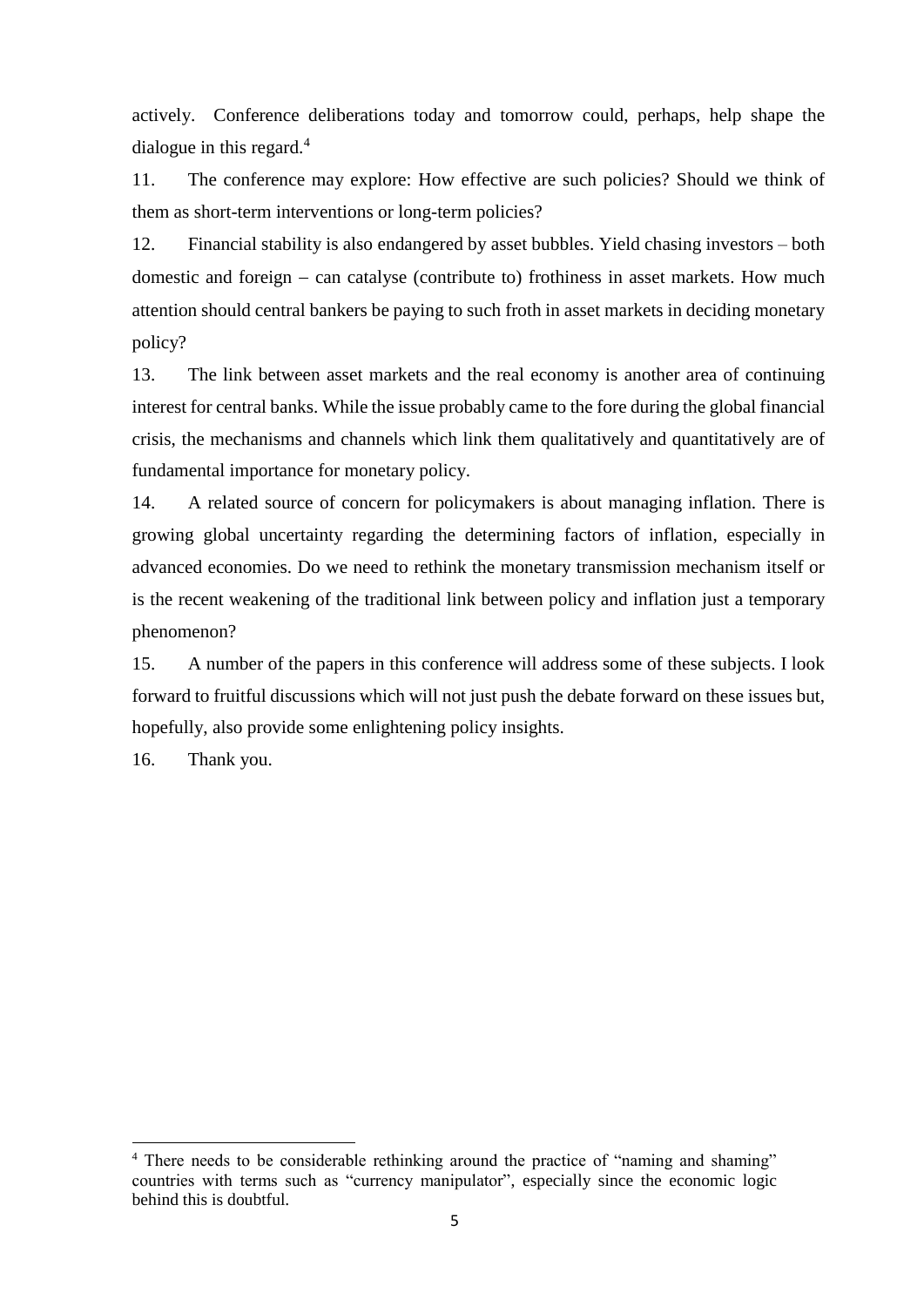actively. Conference deliberations today and tomorrow could, perhaps, help shape the dialogue in this regard.[4]

11. The conference may explore: How effective are such policies? Should we think of them as short-term interventions or long-term policies?

12. Financial stability is also endangered by asset bubbles. Yield chasing investors – both domestic and foreign – can catalyse (contribute to) frothiness in asset markets. How much attention should central bankers be paying to such froth in asset markets in deciding monetary policy?

13. The link between asset markets and the real economy is another area of continuing interest for central banks. While the issue probably came to the fore during the global financial crisis, the mechanisms and channels which link them qualitatively and quantitatively are of fundamental importance for monetary policy.

14. A related source of concern for policymakers is about managing inflation. There is growing global uncertainty regarding the determining factors of inflation, especially in advanced economies. Do we need to rethink the monetary transmission mechanism itself or is the recent weakening of the traditional link between policy and inflation just a temporary phenomenon?

15. A number of the papers in this conference will address some of these subjects. I look forward to fruitful discussions which will not just push the debate forward on these issues but, hopefully, also provide some enlightening policy insights.

16. Thank you.

---

[4] There needs to be considerable rethinking around the practice of "naming and shaming" countries with terms such as "currency manipulator", especially since the economic logic behind this is doubtful.